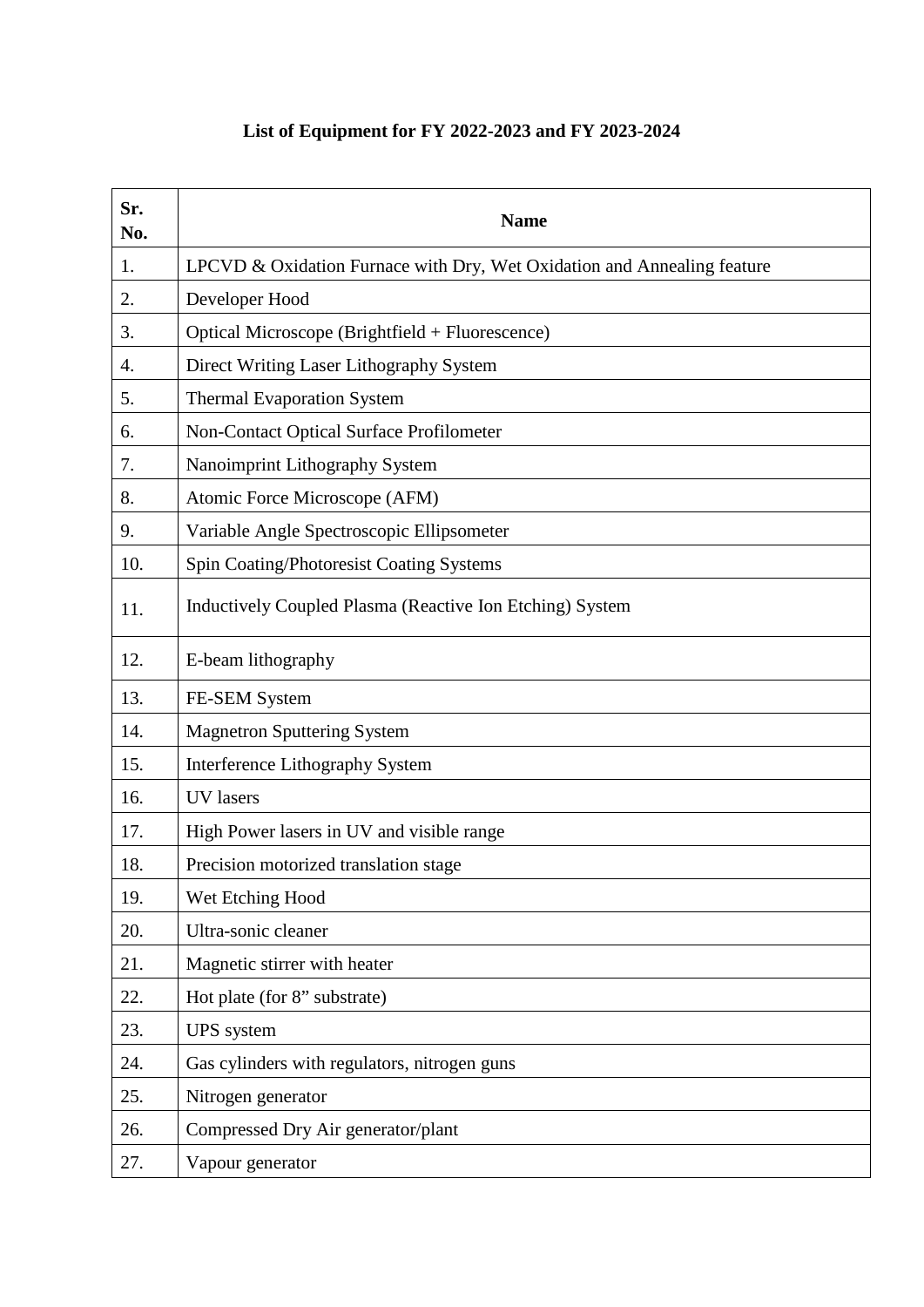# List of Equipment for FY 2022-2023 and FY 2023-2024

| Sr. No. | Name |
|---|---|
| 1. | LPCVD & Oxidation Furnace with Dry, Wet Oxidation and Annealing feature |
| 2. | Developer Hood |
| 3. | Optical Microscope (Brightfield + Fluorescence) |
| 4. | Direct Writing Laser Lithography System |
| 5. | Thermal Evaporation System |
| 6. | Non-Contact Optical Surface Profilometer |
| 7. | Nanoimprint Lithography System |
| 8. | Atomic Force Microscope (AFM) |
| 9. | Variable Angle Spectroscopic Ellipsometer |
| 10. | Spin Coating/Photoresist Coating Systems |
| 11. | Inductively Coupled Plasma (Reactive Ion Etching) System |
| 12. | E-beam lithography |
| 13. | FE-SEM System |
| 14. | Magnetron Sputtering System |
| 15. | Interference Lithography System |
| 16. | UV lasers |
| 17. | High Power lasers in UV and visible range |
| 18. | Precision motorized translation stage |
| 19. | Wet Etching Hood |
| 20. | Ultra-sonic cleaner |
| 21. | Magnetic stirrer with heater |
| 22. | Hot plate (for 8" substrate) |
| 23. | UPS system |
| 24. | Gas cylinders with regulators, nitrogen guns |
| 25. | Nitrogen generator |
| 26. | Compressed Dry Air generator/plant |
| 27. | Vapour generator |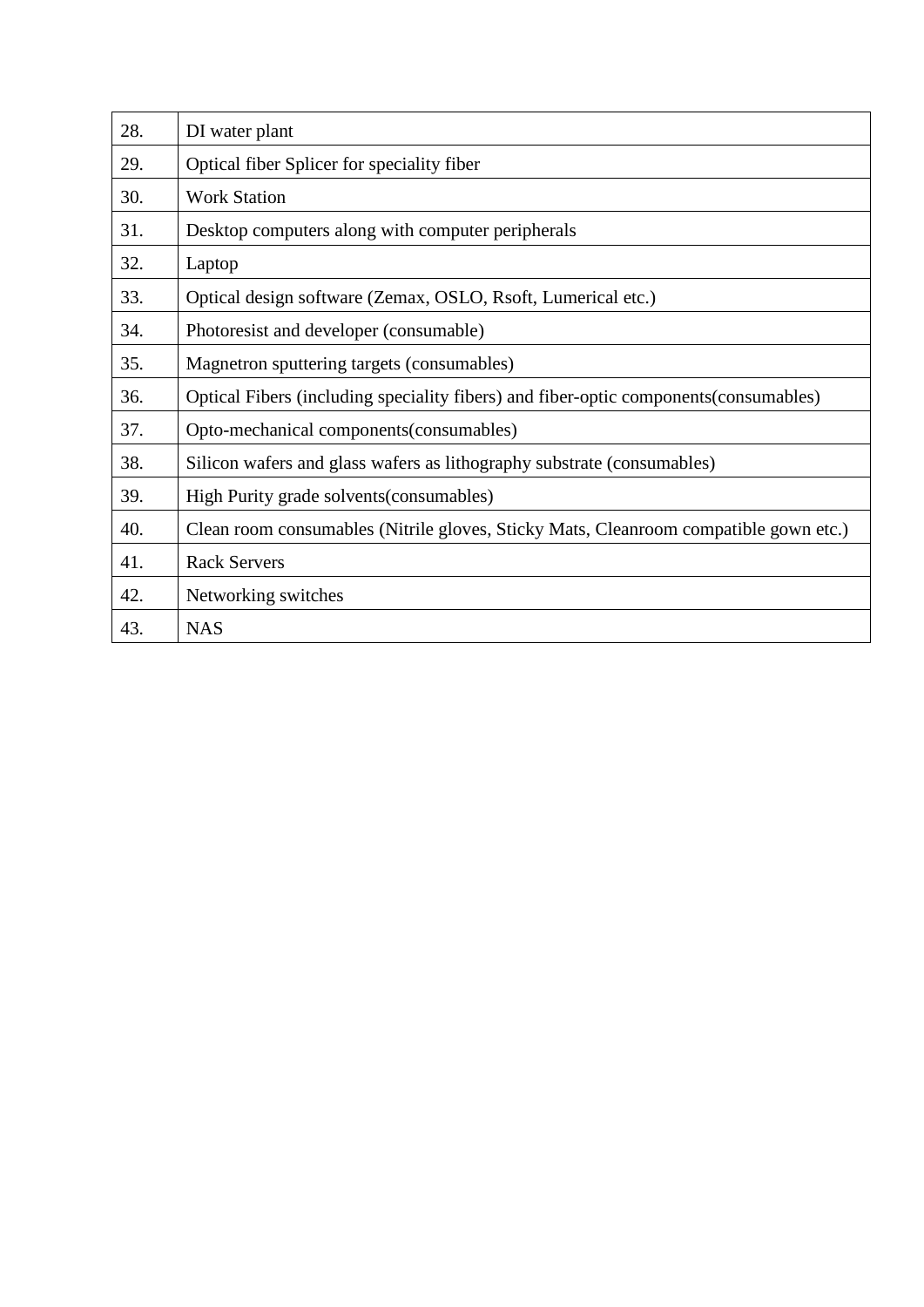| | |
|---|---|
| 28. | DI water plant |
| 29. | Optical fiber Splicer for speciality fiber |
| 30. | Work Station |
| 31. | Desktop computers along with computer peripherals |
| 32. | Laptop |
| 33. | Optical design software (Zemax, OSLO, Rsoft, Lumerical etc.) |
| 34. | Photoresist and developer (consumable) |
| 35. | Magnetron sputtering targets (consumables) |
| 36. | Optical Fibers (including speciality fibers) and fiber-optic components(consumables) |
| 37. | Opto-mechanical components(consumables) |
| 38. | Silicon wafers and glass wafers as lithography substrate (consumables) |
| 39. | High Purity grade solvents(consumables) |
| 40. | Clean room consumables (Nitrile gloves, Sticky Mats, Cleanroom compatible gown etc.) |
| 41. | Rack Servers |
| 42. | Networking switches |
| 43. | NAS |